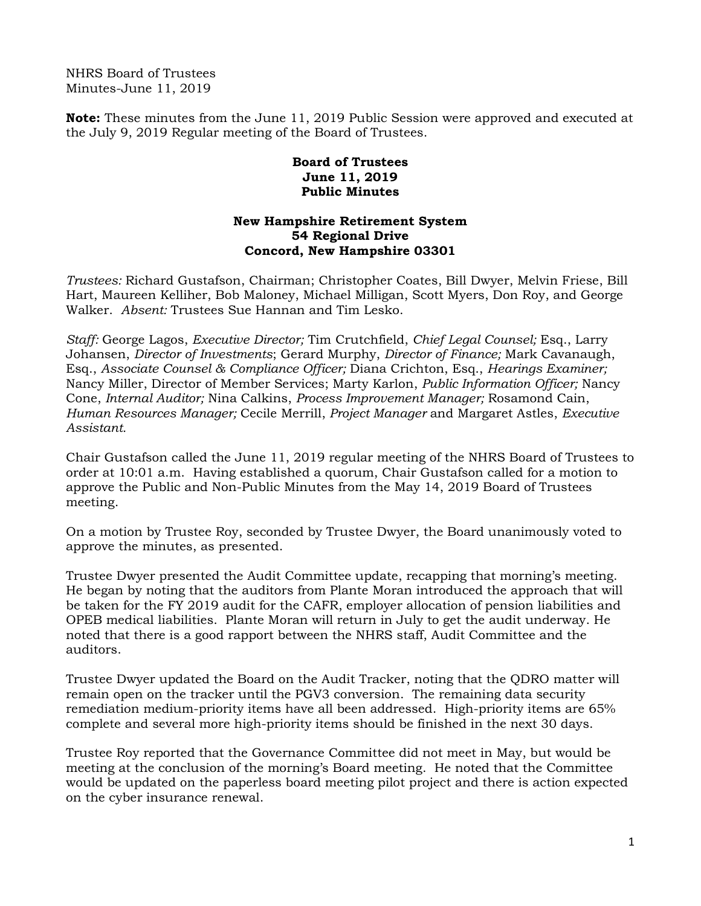NHRS Board of Trustees
Minutes-June 11, 2019

**Note:** These minutes from the June 11, 2019 Public Session were approved and executed at the July 9, 2019 Regular meeting of the Board of Trustees.

**Board of Trustees**
**June 11, 2019**
**Public Minutes**

**New Hampshire Retirement System**
**54 Regional Drive**
**Concord, New Hampshire 03301**

*Trustees:* Richard Gustafson, Chairman; Christopher Coates, Bill Dwyer, Melvin Friese, Bill Hart, Maureen Kelliher, Bob Maloney, Michael Milligan, Scott Myers, Don Roy, and George Walker. *Absent:* Trustees Sue Hannan and Tim Lesko.

*Staff:* George Lagos, *Executive Director;* Tim Crutchfield, *Chief Legal Counsel;* Esq., Larry Johansen, *Director of Investments*; Gerard Murphy, *Director of Finance;* Mark Cavanaugh, Esq., *Associate Counsel & Compliance Officer;* Diana Crichton, Esq., *Hearings Examiner;* Nancy Miller, Director of Member Services; Marty Karlon, *Public Information Officer;* Nancy Cone, *Internal Auditor;* Nina Calkins, *Process Improvement Manager;* Rosamond Cain, *Human Resources Manager;* Cecile Merrill, *Project Manager* and Margaret Astles, *Executive Assistant.*

Chair Gustafson called the June 11, 2019 regular meeting of the NHRS Board of Trustees to order at 10:01 a.m. Having established a quorum, Chair Gustafson called for a motion to approve the Public and Non-Public Minutes from the May 14, 2019 Board of Trustees meeting.

On a motion by Trustee Roy, seconded by Trustee Dwyer, the Board unanimously voted to approve the minutes, as presented.

Trustee Dwyer presented the Audit Committee update, recapping that morning's meeting. He began by noting that the auditors from Plante Moran introduced the approach that will be taken for the FY 2019 audit for the CAFR, employer allocation of pension liabilities and OPEB medical liabilities. Plante Moran will return in July to get the audit underway. He noted that there is a good rapport between the NHRS staff, Audit Committee and the auditors.

Trustee Dwyer updated the Board on the Audit Tracker, noting that the QDRO matter will remain open on the tracker until the PGV3 conversion. The remaining data security remediation medium-priority items have all been addressed. High-priority items are 65% complete and several more high-priority items should be finished in the next 30 days.

Trustee Roy reported that the Governance Committee did not meet in May, but would be meeting at the conclusion of the morning's Board meeting. He noted that the Committee would be updated on the paperless board meeting pilot project and there is action expected on the cyber insurance renewal.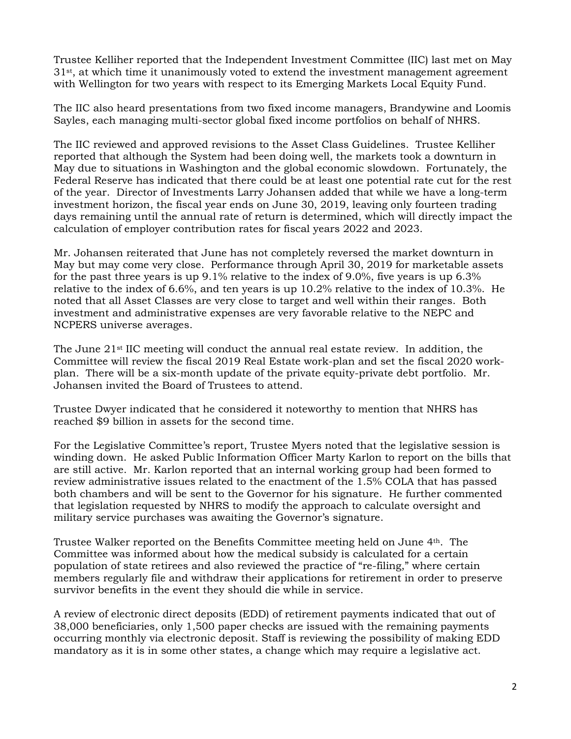Trustee Kelliher reported that the Independent Investment Committee (IIC) last met on May 31st, at which time it unanimously voted to extend the investment management agreement with Wellington for two years with respect to its Emerging Markets Local Equity Fund.

The IIC also heard presentations from two fixed income managers, Brandywine and Loomis Sayles, each managing multi-sector global fixed income portfolios on behalf of NHRS.

The IIC reviewed and approved revisions to the Asset Class Guidelines. Trustee Kelliher reported that although the System had been doing well, the markets took a downturn in May due to situations in Washington and the global economic slowdown. Fortunately, the Federal Reserve has indicated that there could be at least one potential rate cut for the rest of the year. Director of Investments Larry Johansen added that while we have a long-term investment horizon, the fiscal year ends on June 30, 2019, leaving only fourteen trading days remaining until the annual rate of return is determined, which will directly impact the calculation of employer contribution rates for fiscal years 2022 and 2023.

Mr. Johansen reiterated that June has not completely reversed the market downturn in May but may come very close. Performance through April 30, 2019 for marketable assets for the past three years is up 9.1% relative to the index of 9.0%, five years is up 6.3% relative to the index of 6.6%, and ten years is up 10.2% relative to the index of 10.3%. He noted that all Asset Classes are very close to target and well within their ranges. Both investment and administrative expenses are very favorable relative to the NEPC and NCPERS universe averages.

The June 21st IIC meeting will conduct the annual real estate review. In addition, the Committee will review the fiscal 2019 Real Estate work-plan and set the fiscal 2020 work-plan. There will be a six-month update of the private equity-private debt portfolio. Mr. Johansen invited the Board of Trustees to attend.

Trustee Dwyer indicated that he considered it noteworthy to mention that NHRS has reached $9 billion in assets for the second time.

For the Legislative Committee's report, Trustee Myers noted that the legislative session is winding down. He asked Public Information Officer Marty Karlon to report on the bills that are still active. Mr. Karlon reported that an internal working group had been formed to review administrative issues related to the enactment of the 1.5% COLA that has passed both chambers and will be sent to the Governor for his signature. He further commented that legislation requested by NHRS to modify the approach to calculate oversight and military service purchases was awaiting the Governor's signature.

Trustee Walker reported on the Benefits Committee meeting held on June 4th. The Committee was informed about how the medical subsidy is calculated for a certain population of state retirees and also reviewed the practice of "re-filing," where certain members regularly file and withdraw their applications for retirement in order to preserve survivor benefits in the event they should die while in service.

A review of electronic direct deposits (EDD) of retirement payments indicated that out of 38,000 beneficiaries, only 1,500 paper checks are issued with the remaining payments occurring monthly via electronic deposit. Staff is reviewing the possibility of making EDD mandatory as it is in some other states, a change which may require a legislative act.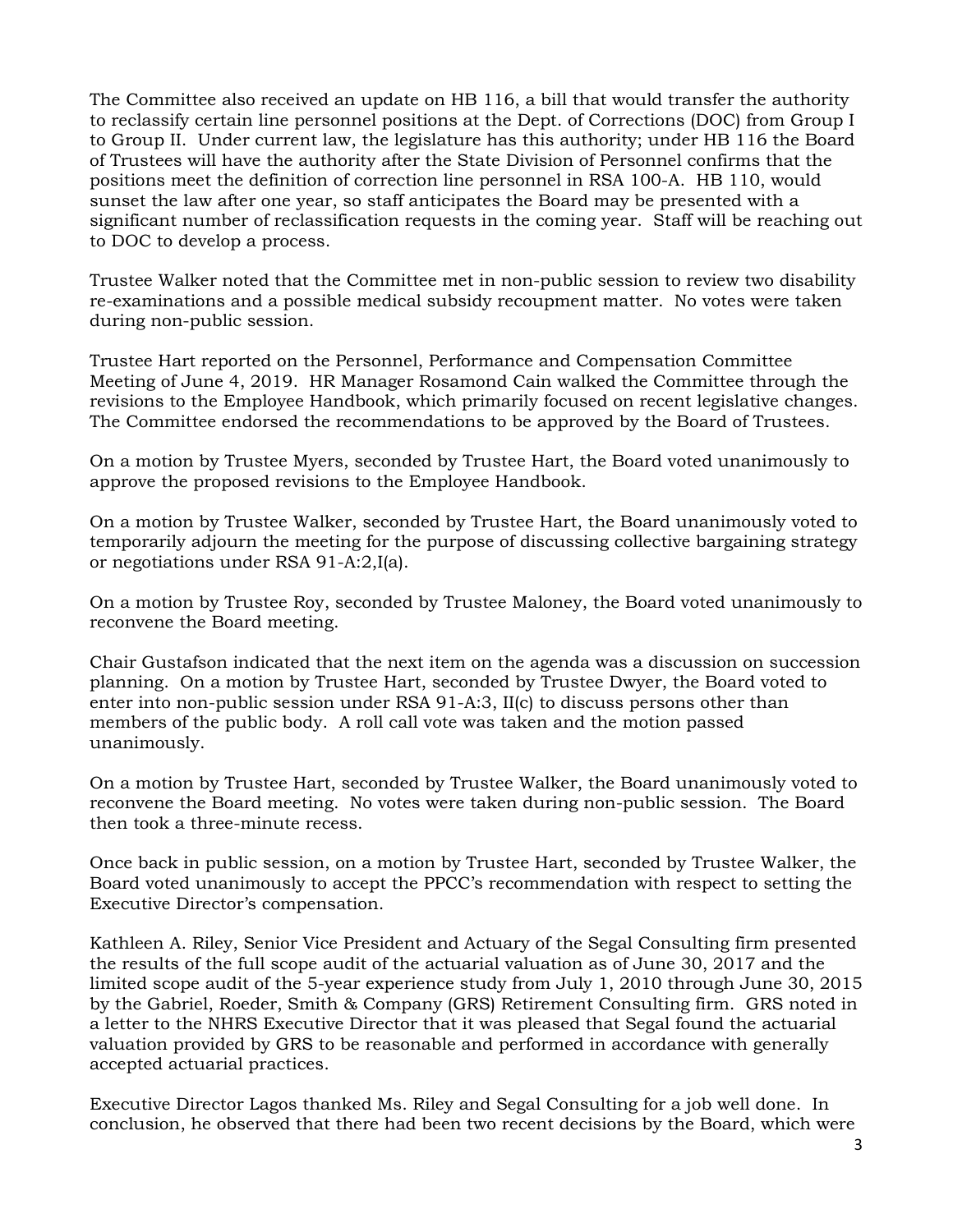The Committee also received an update on HB 116, a bill that would transfer the authority to reclassify certain line personnel positions at the Dept. of Corrections (DOC) from Group I to Group II. Under current law, the legislature has this authority; under HB 116 the Board of Trustees will have the authority after the State Division of Personnel confirms that the positions meet the definition of correction line personnel in RSA 100-A. HB 110, would sunset the law after one year, so staff anticipates the Board may be presented with a significant number of reclassification requests in the coming year. Staff will be reaching out to DOC to develop a process.

Trustee Walker noted that the Committee met in non-public session to review two disability re-examinations and a possible medical subsidy recoupment matter. No votes were taken during non-public session.

Trustee Hart reported on the Personnel, Performance and Compensation Committee Meeting of June 4, 2019. HR Manager Rosamond Cain walked the Committee through the revisions to the Employee Handbook, which primarily focused on recent legislative changes. The Committee endorsed the recommendations to be approved by the Board of Trustees.

On a motion by Trustee Myers, seconded by Trustee Hart, the Board voted unanimously to approve the proposed revisions to the Employee Handbook.

On a motion by Trustee Walker, seconded by Trustee Hart, the Board unanimously voted to temporarily adjourn the meeting for the purpose of discussing collective bargaining strategy or negotiations under RSA 91-A:2,I(a).

On a motion by Trustee Roy, seconded by Trustee Maloney, the Board voted unanimously to reconvene the Board meeting.

Chair Gustafson indicated that the next item on the agenda was a discussion on succession planning. On a motion by Trustee Hart, seconded by Trustee Dwyer, the Board voted to enter into non-public session under RSA 91-A:3, II(c) to discuss persons other than members of the public body. A roll call vote was taken and the motion passed unanimously.

On a motion by Trustee Hart, seconded by Trustee Walker, the Board unanimously voted to reconvene the Board meeting. No votes were taken during non-public session. The Board then took a three-minute recess.

Once back in public session, on a motion by Trustee Hart, seconded by Trustee Walker, the Board voted unanimously to accept the PPCC's recommendation with respect to setting the Executive Director's compensation.

Kathleen A. Riley, Senior Vice President and Actuary of the Segal Consulting firm presented the results of the full scope audit of the actuarial valuation as of June 30, 2017 and the limited scope audit of the 5-year experience study from July 1, 2010 through June 30, 2015 by the Gabriel, Roeder, Smith & Company (GRS) Retirement Consulting firm. GRS noted in a letter to the NHRS Executive Director that it was pleased that Segal found the actuarial valuation provided by GRS to be reasonable and performed in accordance with generally accepted actuarial practices.

Executive Director Lagos thanked Ms. Riley and Segal Consulting for a job well done. In conclusion, he observed that there had been two recent decisions by the Board, which were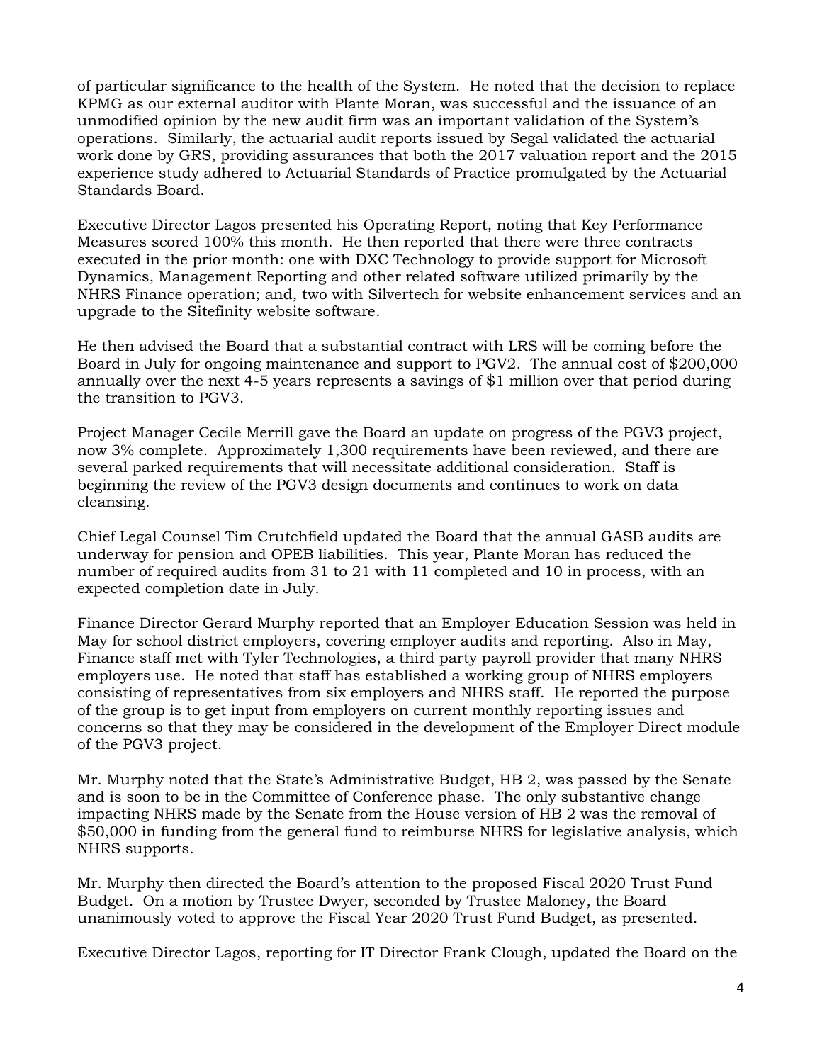of particular significance to the health of the System. He noted that the decision to replace KPMG as our external auditor with Plante Moran, was successful and the issuance of an unmodified opinion by the new audit firm was an important validation of the System's operations. Similarly, the actuarial audit reports issued by Segal validated the actuarial work done by GRS, providing assurances that both the 2017 valuation report and the 2015 experience study adhered to Actuarial Standards of Practice promulgated by the Actuarial Standards Board.

Executive Director Lagos presented his Operating Report, noting that Key Performance Measures scored 100% this month. He then reported that there were three contracts executed in the prior month: one with DXC Technology to provide support for Microsoft Dynamics, Management Reporting and other related software utilized primarily by the NHRS Finance operation; and, two with Silvertech for website enhancement services and an upgrade to the Sitefinity website software.

He then advised the Board that a substantial contract with LRS will be coming before the Board in July for ongoing maintenance and support to PGV2. The annual cost of $200,000 annually over the next 4-5 years represents a savings of $1 million over that period during the transition to PGV3.

Project Manager Cecile Merrill gave the Board an update on progress of the PGV3 project, now 3% complete. Approximately 1,300 requirements have been reviewed, and there are several parked requirements that will necessitate additional consideration. Staff is beginning the review of the PGV3 design documents and continues to work on data cleansing.

Chief Legal Counsel Tim Crutchfield updated the Board that the annual GASB audits are underway for pension and OPEB liabilities. This year, Plante Moran has reduced the number of required audits from 31 to 21 with 11 completed and 10 in process, with an expected completion date in July.

Finance Director Gerard Murphy reported that an Employer Education Session was held in May for school district employers, covering employer audits and reporting. Also in May, Finance staff met with Tyler Technologies, a third party payroll provider that many NHRS employers use. He noted that staff has established a working group of NHRS employers consisting of representatives from six employers and NHRS staff. He reported the purpose of the group is to get input from employers on current monthly reporting issues and concerns so that they may be considered in the development of the Employer Direct module of the PGV3 project.

Mr. Murphy noted that the State's Administrative Budget, HB 2, was passed by the Senate and is soon to be in the Committee of Conference phase. The only substantive change impacting NHRS made by the Senate from the House version of HB 2 was the removal of $50,000 in funding from the general fund to reimburse NHRS for legislative analysis, which NHRS supports.

Mr. Murphy then directed the Board's attention to the proposed Fiscal 2020 Trust Fund Budget. On a motion by Trustee Dwyer, seconded by Trustee Maloney, the Board unanimously voted to approve the Fiscal Year 2020 Trust Fund Budget, as presented.

Executive Director Lagos, reporting for IT Director Frank Clough, updated the Board on the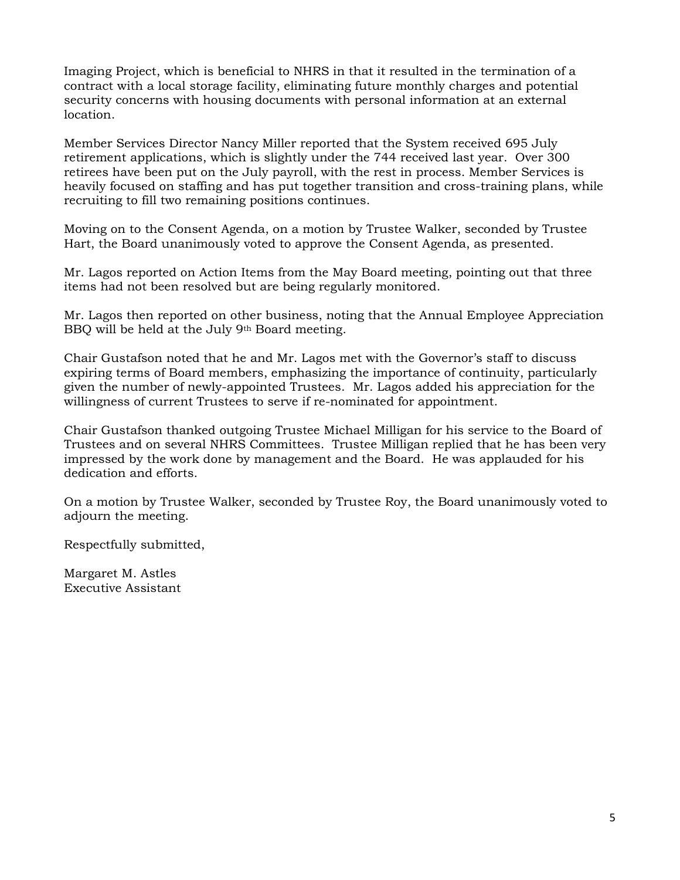Imaging Project, which is beneficial to NHRS in that it resulted in the termination of a contract with a local storage facility, eliminating future monthly charges and potential security concerns with housing documents with personal information at an external location.

Member Services Director Nancy Miller reported that the System received 695 July retirement applications, which is slightly under the 744 received last year. Over 300 retirees have been put on the July payroll, with the rest in process. Member Services is heavily focused on staffing and has put together transition and cross-training plans, while recruiting to fill two remaining positions continues.

Moving on to the Consent Agenda, on a motion by Trustee Walker, seconded by Trustee Hart, the Board unanimously voted to approve the Consent Agenda, as presented.

Mr. Lagos reported on Action Items from the May Board meeting, pointing out that three items had not been resolved but are being regularly monitored.

Mr. Lagos then reported on other business, noting that the Annual Employee Appreciation BBQ will be held at the July 9th Board meeting.

Chair Gustafson noted that he and Mr. Lagos met with the Governor's staff to discuss expiring terms of Board members, emphasizing the importance of continuity, particularly given the number of newly-appointed Trustees. Mr. Lagos added his appreciation for the willingness of current Trustees to serve if re-nominated for appointment.

Chair Gustafson thanked outgoing Trustee Michael Milligan for his service to the Board of Trustees and on several NHRS Committees. Trustee Milligan replied that he has been very impressed by the work done by management and the Board. He was applauded for his dedication and efforts.

On a motion by Trustee Walker, seconded by Trustee Roy, the Board unanimously voted to adjourn the meeting.

Respectfully submitted,

Margaret M. Astles
Executive Assistant